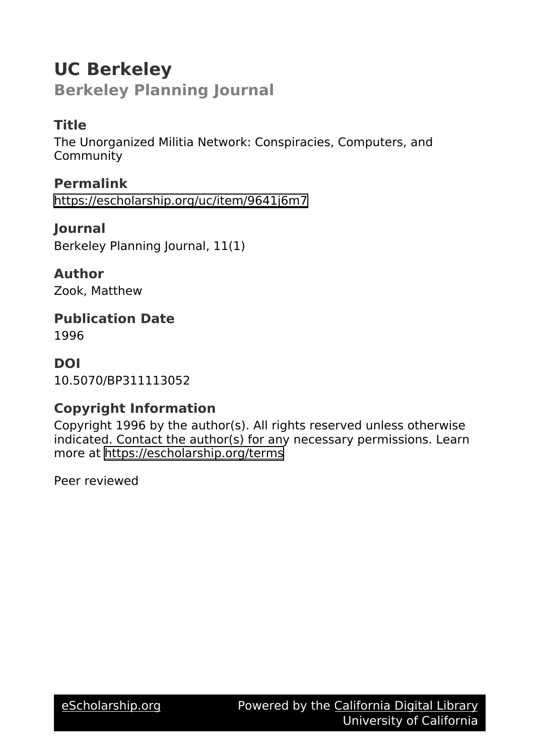# UC Berkeley

## Berkeley Planning Journal

### Title

The Unorganized Militia Network: Conspiracies, Computers, and Community

### Permalink

https://escholarship.org/uc/item/9641j6m7

### Journal

Berkeley Planning Journal, 11(1)

### Author

Zook, Matthew

### Publication Date

1996

### DOI

10.5070/BP311113052

### Copyright Information

Copyright 1996 by the author(s). All rights reserved unless otherwise indicated. Contact the author(s) for any necessary permissions. Learn more at https://escholarship.org/terms

Peer reviewed

eScholarship.org | Powered by the California Digital Library, University of California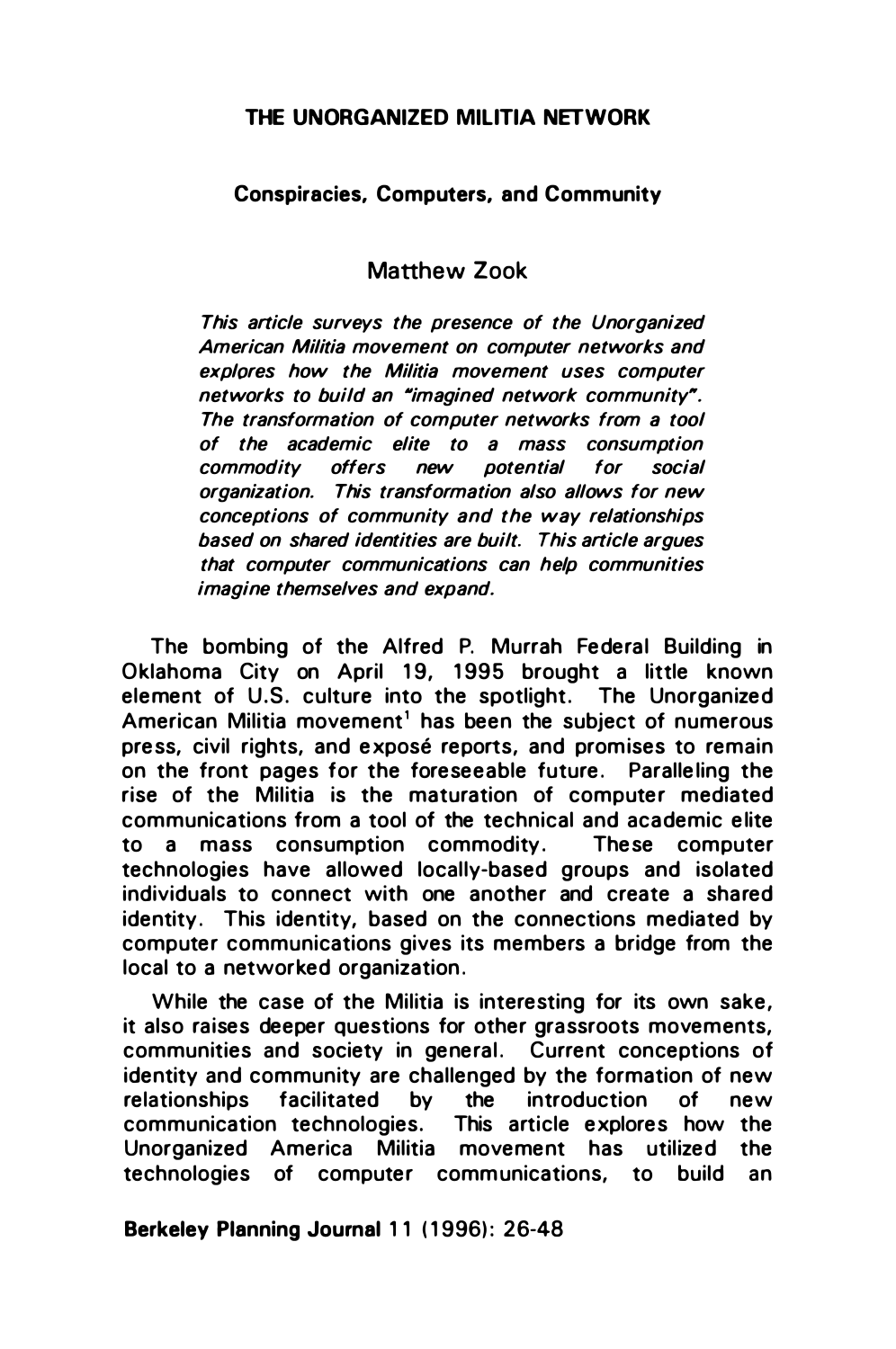# THE UNORGANIZED MILITIA NETWORK

## Conspiracies, Computers, and Community

### Matthew Zook

*This article surveys the presence of the Unorganized American Militia movement on computer networks and explores how the Militia movement uses computer networks to build an "imagined network community". The transformation of computer networks from a tool of the academic elite to a mass consumption commodity offers new potential for social organization. This transformation also allows for new conceptions of community and the way relationships based on shared identities are built. This article argues that computer communications can help communities imagine themselves and expand.*

The bombing of the Alfred P. Murrah Federal Building in Oklahoma City on April 19, 1995 brought a little known element of U.S. culture into the spotlight. The Unorganized American Militia movement[1] has been the subject of numerous press, civil rights, and exposé reports, and promises to remain on the front pages for the foreseeable future. Paralleling the rise of the Militia is the maturation of computer mediated communications from a tool of the technical and academic elite to a mass consumption commodity. These computer technologies have allowed locally-based groups and isolated individuals to connect with one another and create a shared identity. This identity, based on the connections mediated by computer communications gives its members a bridge from the local to a networked organization.

While the case of the Militia is interesting for its own sake, it also raises deeper questions for other grassroots movements, communities and society in general. Current conceptions of identity and community are challenged by the formation of new relationships facilitated by the introduction of new communication technologies. This article explores how the Unorganized America Militia movement has utilized the technologies of computer communications, to build an

**Berkeley Planning Journal** 11 (1996): 26-48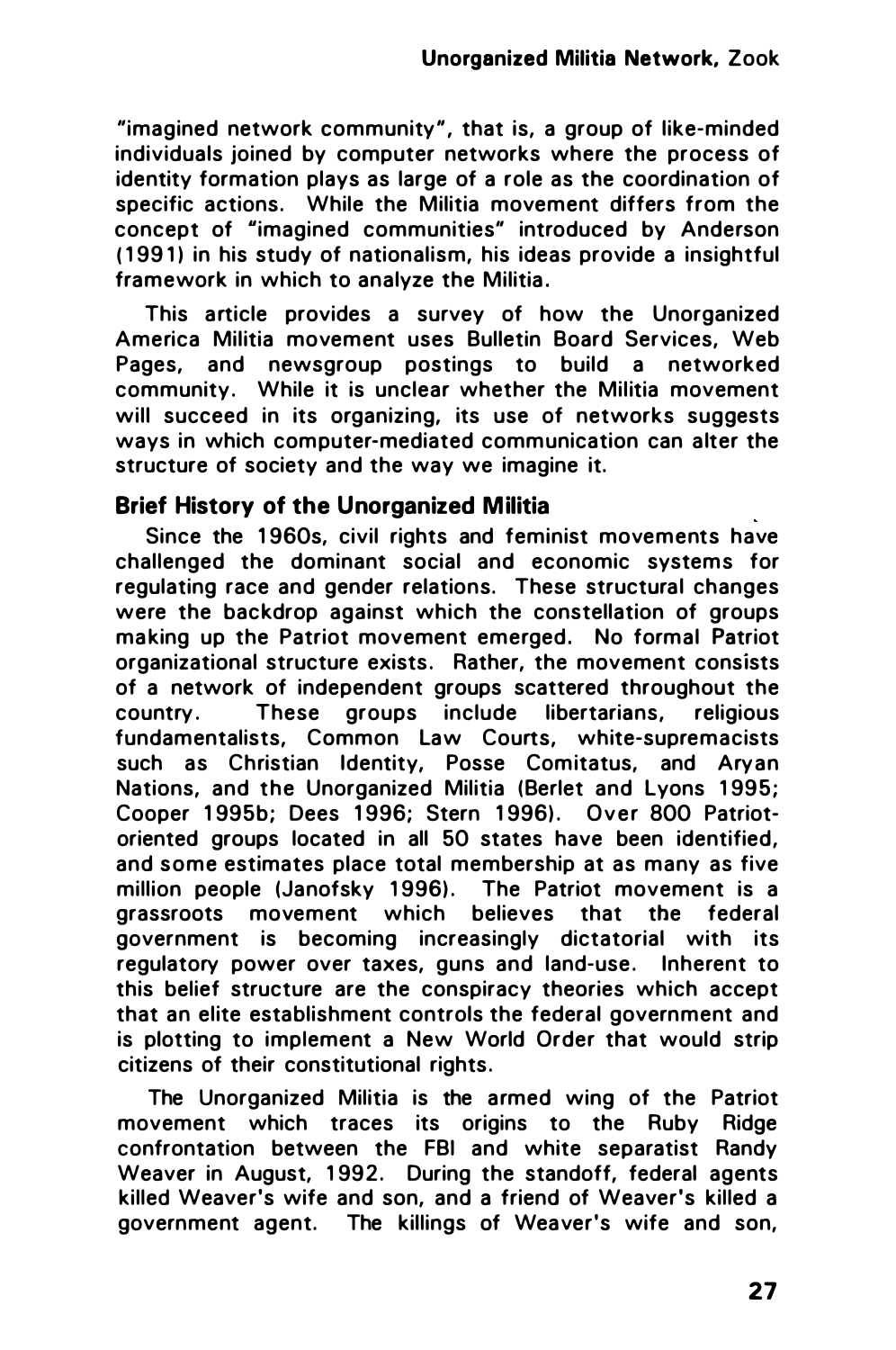"imagined network community", that is, a group of like-minded individuals joined by computer networks where the process of identity formation plays as large of a role as the coordination of specific actions. While the Militia movement differs from the concept of "imagined communities" introduced by Anderson (1991) in his study of nationalism, his ideas provide a insightful framework in which to analyze the Militia.

This article provides a survey of how the Unorganized America Militia movement uses Bulletin Board Services, Web Pages, and newsgroup postings to build a networked community. While it is unclear whether the Militia movement will succeed in its organizing, its use of networks suggests ways in which computer-mediated communication can alter the structure of society and the way we imagine it.

## Brief History of the Unorganized Militia

Since the 1960s, civil rights and feminist movements have challenged the dominant social and economic systems for regulating race and gender relations. These structural changes were the backdrop against which the constellation of groups making up the Patriot movement emerged. No formal Patriot organizational structure exists. Rather, the movement consists of a network of independent groups scattered throughout the country. These groups include libertarians, religious fundamentalists, Common Law Courts, white-supremacists such as Christian Identity, Posse Comitatus, and Aryan Nations, and the Unorganized Militia (Berlet and Lyons 1995; Cooper 1995b; Dees 1996; Stern 1996). Over 800 Patriot-oriented groups located in all 50 states have been identified, and some estimates place total membership at as many as five million people (Janofsky 1996). The Patriot movement is a grassroots movement which believes that the federal government is becoming increasingly dictatorial with its regulatory power over taxes, guns and land-use. Inherent to this belief structure are the conspiracy theories which accept that an elite establishment controls the federal government and is plotting to implement a New World Order that would strip citizens of their constitutional rights.

The Unorganized Militia is the armed wing of the Patriot movement which traces its origins to the Ruby Ridge confrontation between the FBI and white separatist Randy Weaver in August, 1992. During the standoff, federal agents killed Weaver's wife and son, and a friend of Weaver's killed a government agent. The killings of Weaver's wife and son,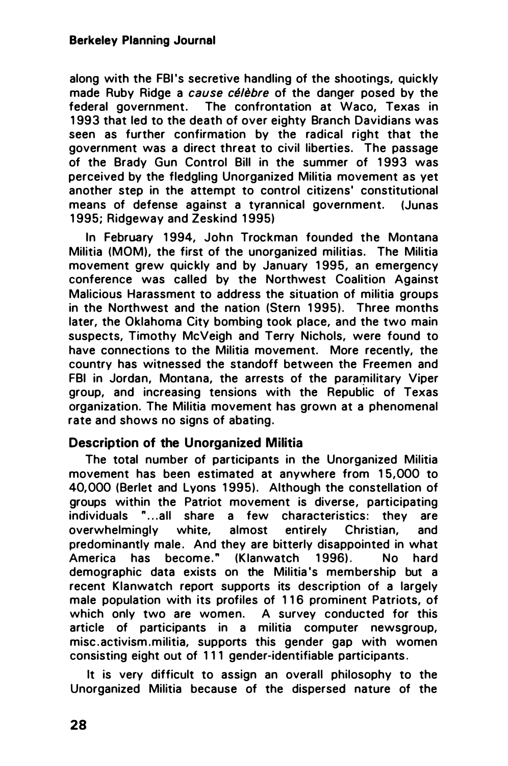along with the FBI's secretive handling of the shootings, quickly made Ruby Ridge a *cause célèbre* of the danger posed by the federal government. The confrontation at Waco, Texas in 1993 that led to the death of over eighty Branch Davidians was seen as further confirmation by the radical right that the government was a direct threat to civil liberties. The passage of the Brady Gun Control Bill in the summer of 1993 was perceived by the fledgling Unorganized Militia movement as yet another step in the attempt to control citizens' constitutional means of defense against a tyrannical government. (Junas 1995; Ridgeway and Zeskind 1995)

In February 1994, John Trockman founded the Montana Militia (MOM), the first of the unorganized militias. The Militia movement grew quickly and by January 1995, an emergency conference was called by the Northwest Coalition Against Malicious Harassment to address the situation of militia groups in the Northwest and the nation (Stern 1995). Three months later, the Oklahoma City bombing took place, and the two main suspects, Timothy McVeigh and Terry Nichols, were found to have connections to the Militia movement. More recently, the country has witnessed the standoff between the Freemen and FBI in Jordan, Montana, the arrests of the paramilitary Viper group, and increasing tensions with the Republic of Texas organization. The Militia movement has grown at a phenomenal rate and shows no signs of abating.

## Description of the Unorganized Militia

The total number of participants in the Unorganized Militia movement has been estimated at anywhere from 15,000 to 40,000 (Berlet and Lyons 1995). Although the constellation of groups within the Patriot movement is diverse, participating individuals "...all share a few characteristics: they are overwhelmingly white, almost entirely Christian, and predominantly male. And they are bitterly disappointed in what America has become." (Klanwatch 1996). No hard demographic data exists on the Militia's membership but a recent Klanwatch report supports its description of a largely male population with its profiles of 116 prominent Patriots, of which only two are women. A survey conducted for this article of participants in a militia computer newsgroup, misc.activism.militia, supports this gender gap with women consisting eight out of 111 gender-identifiable participants.

It is very difficult to assign an overall philosophy to the Unorganized Militia because of the dispersed nature of the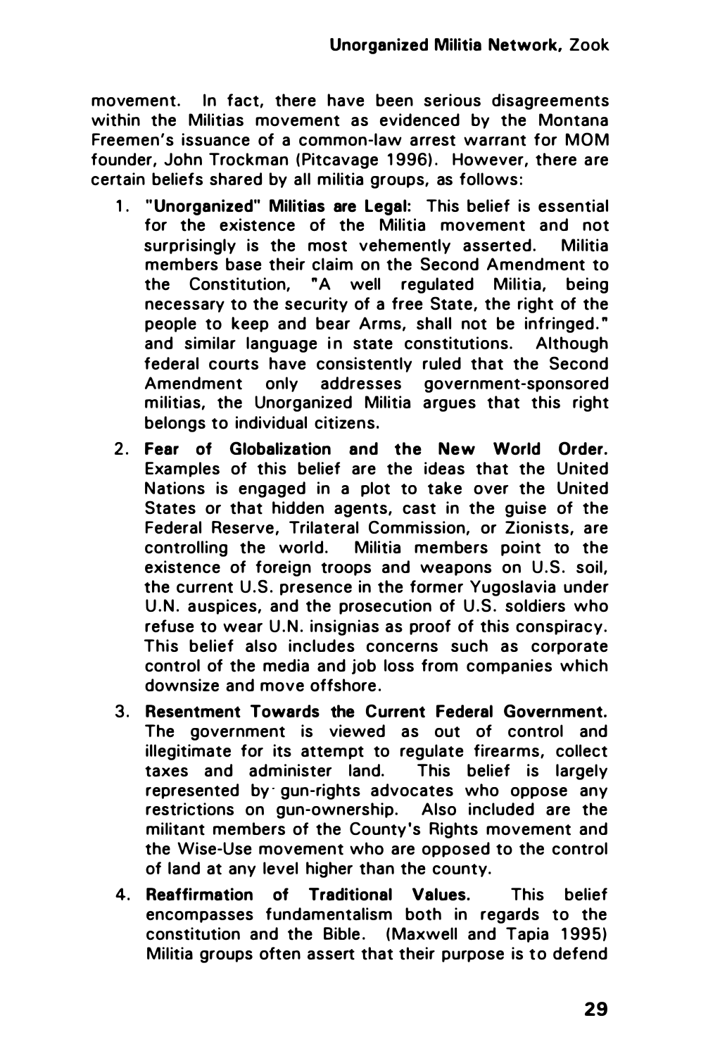movement. In fact, there have been serious disagreements within the Militias movement as evidenced by the Montana Freemen's issuance of a common-law arrest warrant for MOM founder, John Trockman (Pitcavage 1996). However, there are certain beliefs shared by all militia groups, as follows:

1. **"Unorganized" Militias are Legal:** This belief is essential for the existence of the Militia movement and not surprisingly is the most vehemently asserted. Militia members base their claim on the Second Amendment to the Constitution, "A well regulated Militia, being necessary to the security of a free State, the right of the people to keep and bear Arms, shall not be infringed." and similar language in state constitutions. Although federal courts have consistently ruled that the Second Amendment only addresses government-sponsored militias, the Unorganized Militia argues that this right belongs to individual citizens.
2. **Fear of Globalization and the New World Order.** Examples of this belief are the ideas that the United Nations is engaged in a plot to take over the United States or that hidden agents, cast in the guise of the Federal Reserve, Trilateral Commission, or Zionists, are controlling the world. Militia members point to the existence of foreign troops and weapons on U.S. soil, the current U.S. presence in the former Yugoslavia under U.N. auspices, and the prosecution of U.S. soldiers who refuse to wear U.N. insignias as proof of this conspiracy. This belief also includes concerns such as corporate control of the media and job loss from companies which downsize and move offshore.
3. **Resentment Towards the Current Federal Government.** The government is viewed as out of control and illegitimate for its attempt to regulate firearms, collect taxes and administer land. This belief is largely represented by gun-rights advocates who oppose any restrictions on gun-ownership. Also included are the militant members of the County's Rights movement and the Wise-Use movement who are opposed to the control of land at any level higher than the county.
4. **Reaffirmation of Traditional Values.** This belief encompasses fundamentalism both in regards to the constitution and the Bible. (Maxwell and Tapia 1995) Militia groups often assert that their purpose is to defend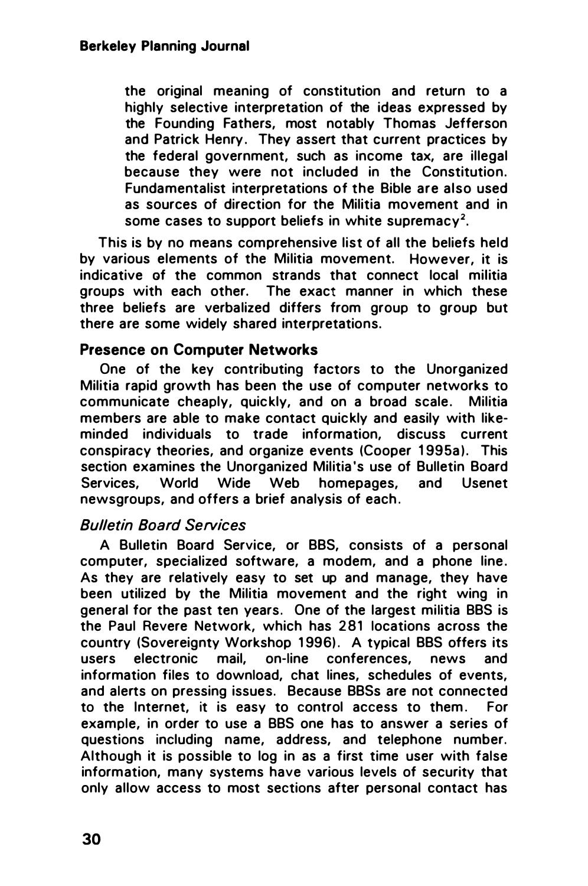the original meaning of constitution and return to a highly selective interpretation of the ideas expressed by the Founding Fathers, most notably Thomas Jefferson and Patrick Henry. They assert that current practices by the federal government, such as income tax, are illegal because they were not included in the Constitution. Fundamentalist interpretations of the Bible are also used as sources of direction for the Militia movement and in some cases to support beliefs in white supremacy[2].

This is by no means comprehensive list of all the beliefs held by various elements of the Militia movement. However, it is indicative of the common strands that connect local militia groups with each other. The exact manner in which these three beliefs are verbalized differs from group to group but there are some widely shared interpretations.

### Presence on Computer Networks

One of the key contributing factors to the Unorganized Militia rapid growth has been the use of computer networks to communicate cheaply, quickly, and on a broad scale. Militia members are able to make contact quickly and easily with like-minded individuals to trade information, discuss current conspiracy theories, and organize events (Cooper 1995a). This section examines the Unorganized Militia's use of Bulletin Board Services, World Wide Web homepages, and Usenet newsgroups, and offers a brief analysis of each.

#### *Bulletin Board Services*

A Bulletin Board Service, or BBS, consists of a personal computer, specialized software, a modem, and a phone line. As they are relatively easy to set up and manage, they have been utilized by the Militia movement and the right wing in general for the past ten years. One of the largest militia BBS is the Paul Revere Network, which has 281 locations across the country (Sovereignty Workshop 1996). A typical BBS offers its users electronic mail, on-line conferences, news and information files to download, chat lines, schedules of events, and alerts on pressing issues. Because BBSs are not connected to the Internet, it is easy to control access to them. For example, in order to use a BBS one has to answer a series of questions including name, address, and telephone number. Although it is possible to log in as a first time user with false information, many systems have various levels of security that only allow access to most sections after personal contact has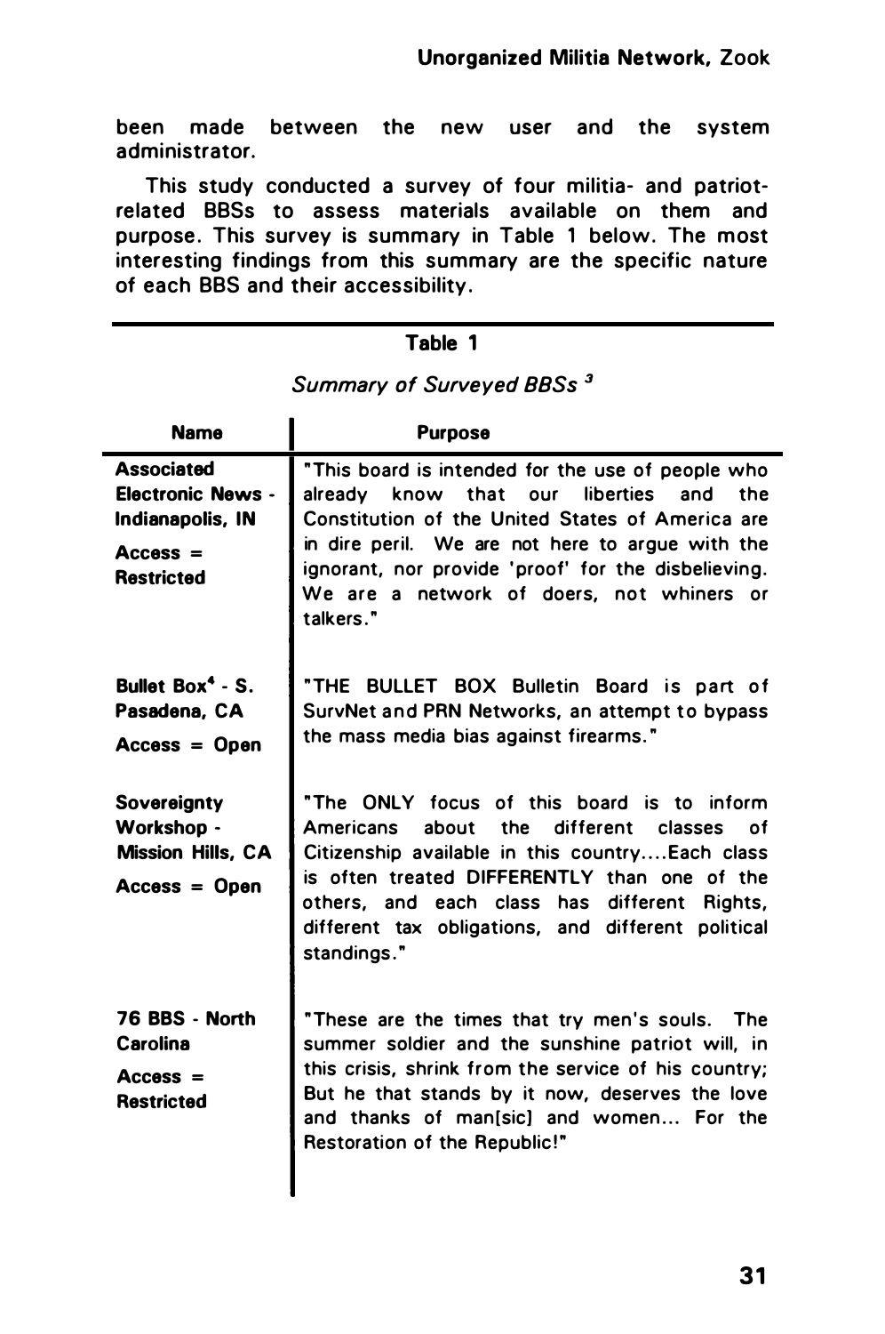been made between the new user and the system administrator.

This study conducted a survey of four militia- and patriot-related BBSs to assess materials available on them and purpose. This survey is summary in Table 1 below. The most interesting findings from this summary are the specific nature of each BBS and their accessibility.

**Table 1**

*Summary of Surveyed BBSs* [3]

| Name | Purpose |
|---|---|
| **Associated Electronic News - Indianapolis, IN** <br> **Access = Restricted** | "This board is intended for the use of people who already know that our liberties and the Constitution of the United States of America are in dire peril. We are not here to argue with the ignorant, nor provide 'proof' for the disbelieving. We are a network of doers, not whiners or talkers." |
| **Bullet Box**[4] **- S. Pasadena, CA** <br> **Access = Open** | "THE BULLET BOX Bulletin Board is part of SurvNet and PRN Networks, an attempt to bypass the mass media bias against firearms." |
| **Sovereignty Workshop - Mission Hills, CA** <br> **Access = Open** | "The ONLY focus of this board is to inform Americans about the different classes of Citizenship available in this country....Each class is often treated DIFFERENTLY than one of the others, and each class has different Rights, different tax obligations, and different political standings." |
| **76 BBS - North Carolina** <br> **Access = Restricted** | "These are the times that try men's souls. The summer soldier and the sunshine patriot will, in this crisis, shrink from the service of his country; But he that stands by it now, deserves the love and thanks of man[sic] and women... For the Restoration of the Republic!" |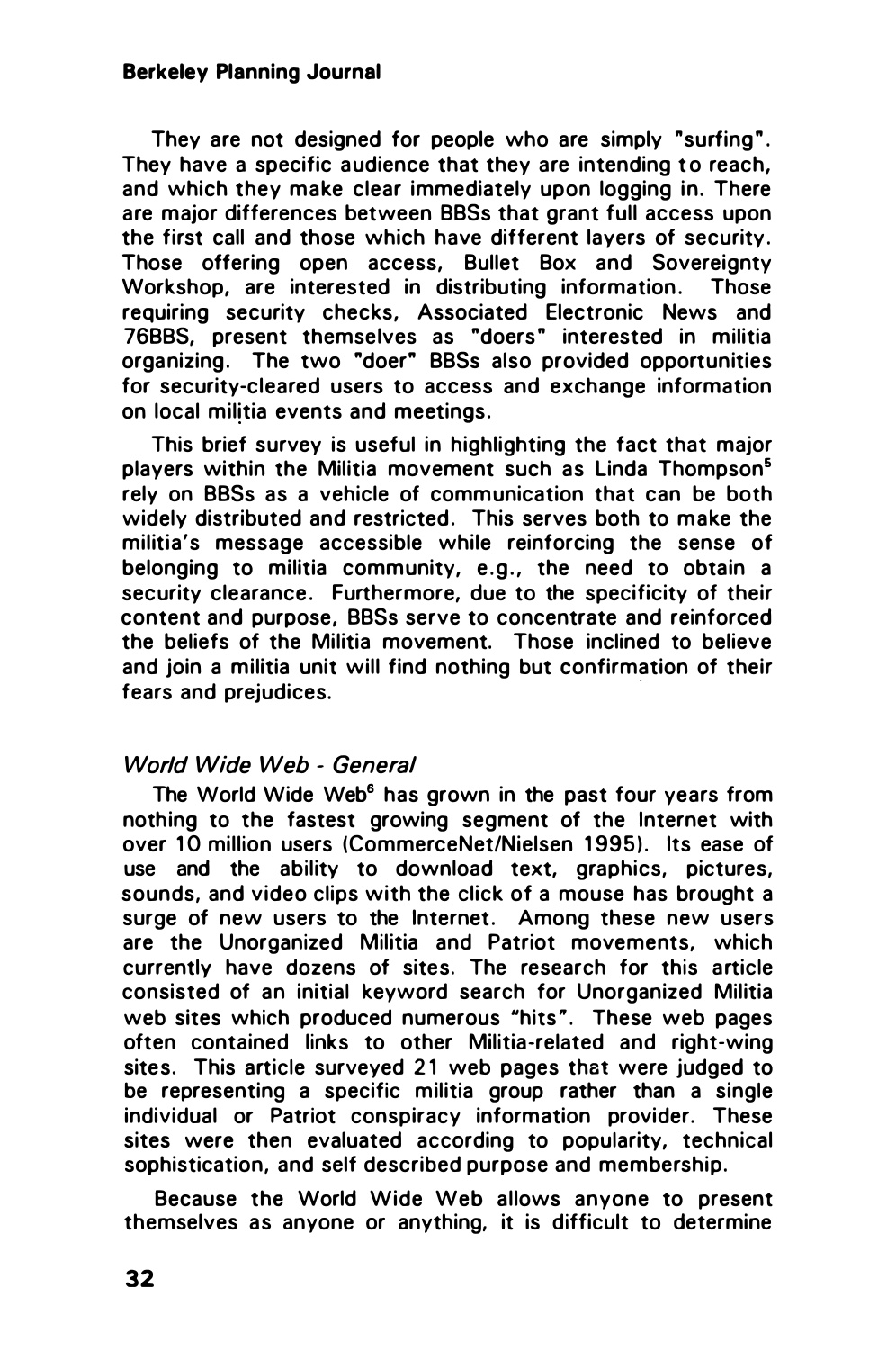They are not designed for people who are simply "surfing". They have a specific audience that they are intending to reach, and which they make clear immediately upon logging in. There are major differences between BBSs that grant full access upon the first call and those which have different layers of security. Those offering open access, Bullet Box and Sovereignty Workshop, are interested in distributing information. Those requiring security checks, Associated Electronic News and 76BBS, present themselves as "doers" interested in militia organizing. The two "doer" BBSs also provided opportunities for security-cleared users to access and exchange information on local militia events and meetings.

This brief survey is useful in highlighting the fact that major players within the Militia movement such as Linda Thompson[5] rely on BBSs as a vehicle of communication that can be both widely distributed and restricted. This serves both to make the militia's message accessible while reinforcing the sense of belonging to militia community, e.g., the need to obtain a security clearance. Furthermore, due to the specificity of their content and purpose, BBSs serve to concentrate and reinforced the beliefs of the Militia movement. Those inclined to believe and join a militia unit will find nothing but confirmation of their fears and prejudices.

### *World Wide Web - General*

The World Wide Web[6] has grown in the past four years from nothing to the fastest growing segment of the Internet with over 10 million users (CommerceNet/Nielsen 1995). Its ease of use and the ability to download text, graphics, pictures, sounds, and video clips with the click of a mouse has brought a surge of new users to the Internet. Among these new users are the Unorganized Militia and Patriot movements, which currently have dozens of sites. The research for this article consisted of an initial keyword search for Unorganized Militia web sites which produced numerous "hits". These web pages often contained links to other Militia-related and right-wing sites. This article surveyed 21 web pages that were judged to be representing a specific militia group rather than a single individual or Patriot conspiracy information provider. These sites were then evaluated according to popularity, technical sophistication, and self described purpose and membership.

Because the World Wide Web allows anyone to present themselves as anyone or anything, it is difficult to determine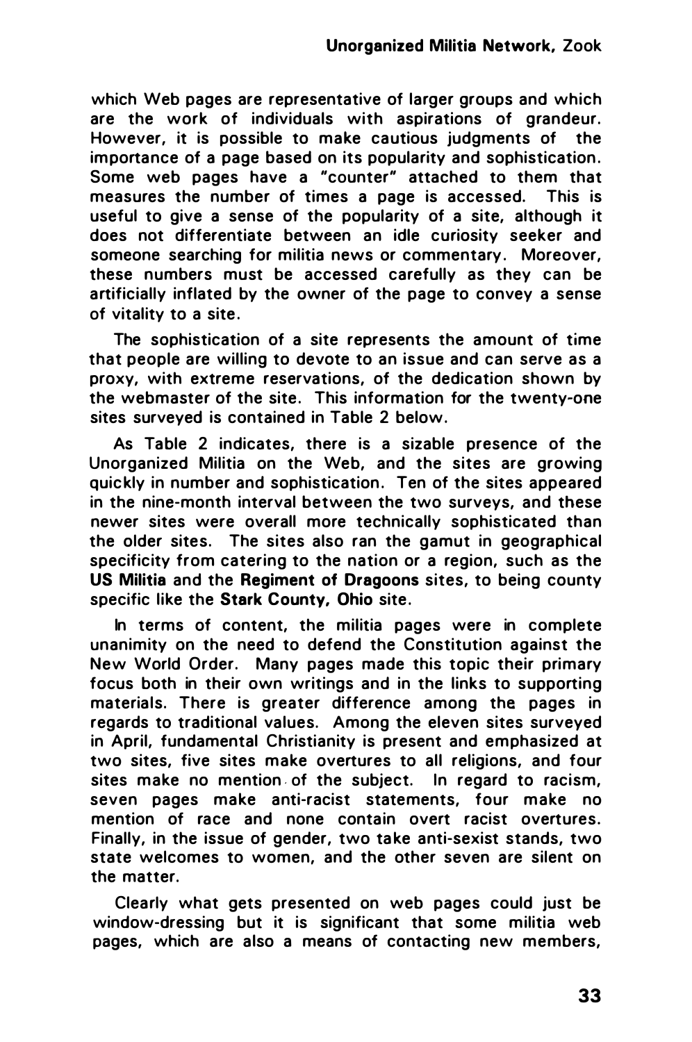which Web pages are representative of larger groups and which are the work of individuals with aspirations of grandeur. However, it is possible to make cautious judgments of the importance of a page based on its popularity and sophistication. Some web pages have a "counter" attached to them that measures the number of times a page is accessed. This is useful to give a sense of the popularity of a site, although it does not differentiate between an idle curiosity seeker and someone searching for militia news or commentary. Moreover, these numbers must be accessed carefully as they can be artificially inflated by the owner of the page to convey a sense of vitality to a site.

The sophistication of a site represents the amount of time that people are willing to devote to an issue and can serve as a proxy, with extreme reservations, of the dedication shown by the webmaster of the site. This information for the twenty-one sites surveyed is contained in Table 2 below.

As Table 2 indicates, there is a sizable presence of the Unorganized Militia on the Web, and the sites are growing quickly in number and sophistication. Ten of the sites appeared in the nine-month interval between the two surveys, and these newer sites were overall more technically sophisticated than the older sites. The sites also ran the gamut in geographical specificity from catering to the nation or a region, such as the **US Militia** and the **Regiment of Dragoons** sites, to being county specific like the **Stark County, Ohio** site.

In terms of content, the militia pages were in complete unanimity on the need to defend the Constitution against the New World Order. Many pages made this topic their primary focus both in their own writings and in the links to supporting materials. There is greater difference among the pages in regards to traditional values. Among the eleven sites surveyed in April, fundamental Christianity is present and emphasized at two sites, five sites make overtures to all religions, and four sites make no mention of the subject. In regard to racism, seven pages make anti-racist statements, four make no mention of race and none contain overt racist overtures. Finally, in the issue of gender, two take anti-sexist stands, two state welcomes to women, and the other seven are silent on the matter.

Clearly what gets presented on web pages could just be window-dressing but it is significant that some militia web pages, which are also a means of contacting new members,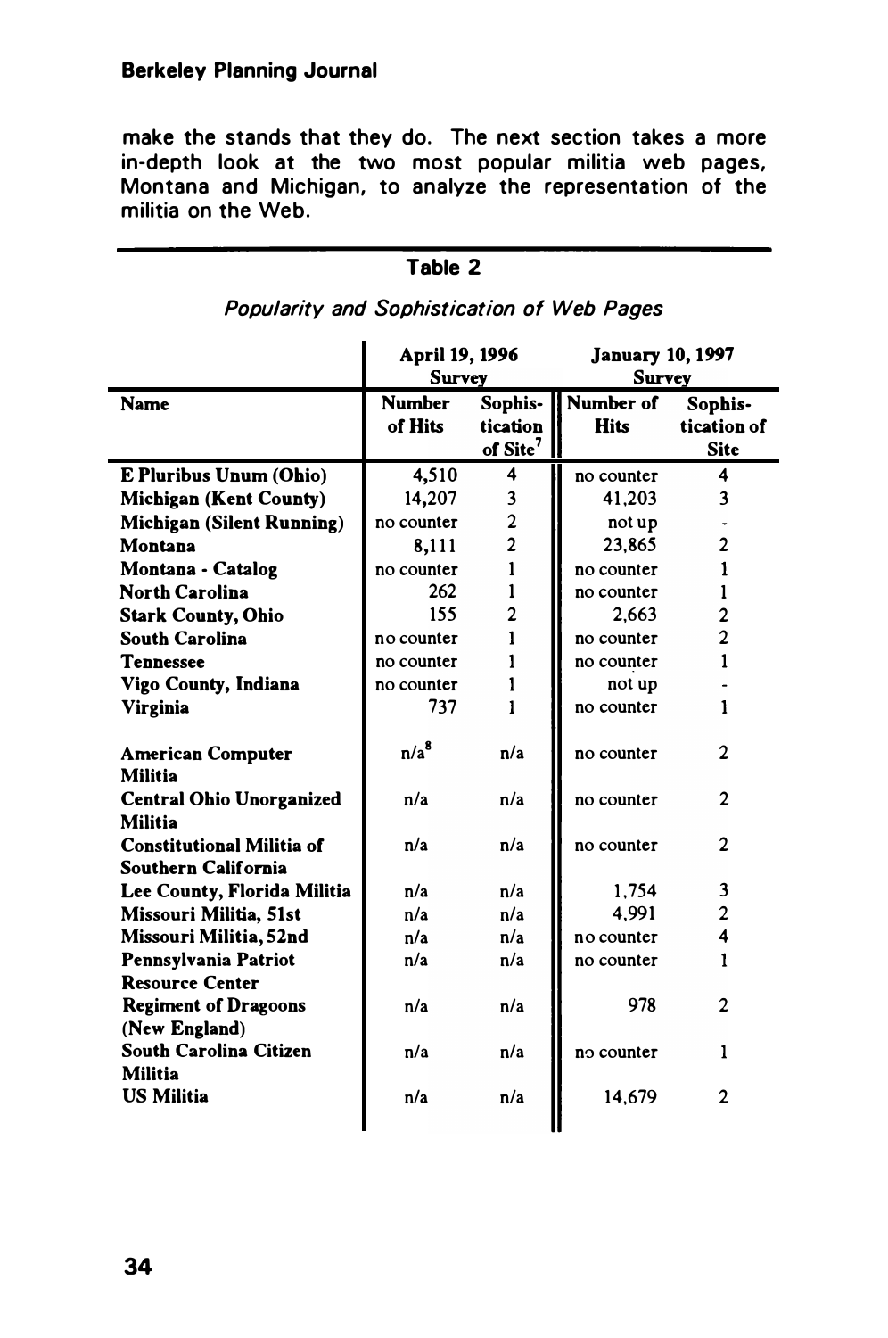make the stands that they do. The next section takes a more in-depth look at the two most popular militia web pages, Montana and Michigan, to analyze the representation of the militia on the Web.

## Table 2

*Popularity and Sophistication of Web Pages*

| | April 19, 1996 Survey | | January 10, 1997 Survey | |
|---|---|---|---|---|
| **Name** | **Number of Hits** | **Sophistication of Site**[7] | **Number of Hits** | **Sophistication of Site** |
| **E Pluribus Unum (Ohio)** | 4,510 | 4 | no counter | 4 |
| **Michigan (Kent County)** | 14,207 | 3 | 41,203 | 3 |
| **Michigan (Silent Running)** | no counter | 2 | not up | - |
| **Montana** | 8,111 | 2 | 23,865 | 2 |
| **Montana - Catalog** | no counter | 1 | no counter | 1 |
| **North Carolina** | 262 | 1 | no counter | 1 |
| **Stark County, Ohio** | 155 | 2 | 2,663 | 2 |
| **South Carolina** | no counter | 1 | no counter | 2 |
| **Tennessee** | no counter | 1 | no counter | 1 |
| **Vigo County, Indiana** | no counter | 1 | not up | - |
| **Virginia** | 737 | 1 | no counter | 1 |
| **American Computer Militia** | n/a[8] | n/a | no counter | 2 |
| **Central Ohio Unorganized Militia** | n/a | n/a | no counter | 2 |
| **Constitutional Militia of Southern California** | n/a | n/a | no counter | 2 |
| **Lee County, Florida Militia** | n/a | n/a | 1,754 | 3 |
| **Missouri Militia, 51st** | n/a | n/a | 4,991 | 2 |
| **Missouri Militia, 52nd** | n/a | n/a | no counter | 4 |
| **Pennsylvania Patriot Resource Center** | n/a | n/a | no counter | 1 |
| **Regiment of Dragoons (New England)** | n/a | n/a | 978 | 2 |
| **South Carolina Citizen Militia** | n/a | n/a | no counter | 1 |
| **US Militia** | n/a | n/a | 14,679 | 2 |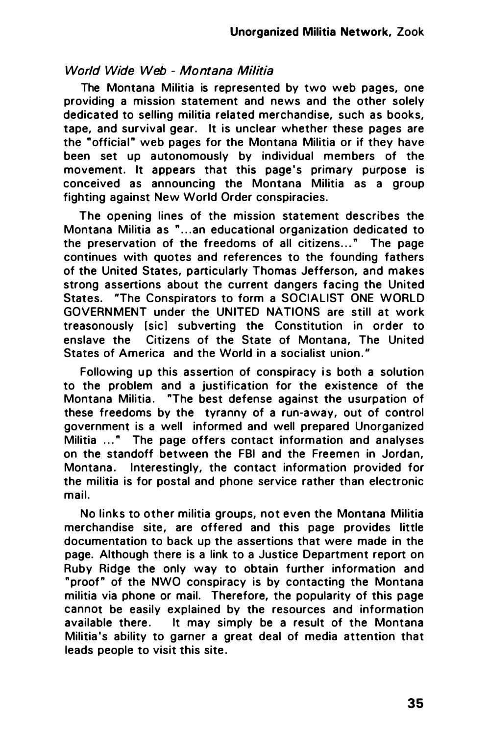### *World Wide Web - Montana Militia*

The Montana Militia is represented by two web pages, one providing a mission statement and news and the other solely dedicated to selling militia related merchandise, such as books, tape, and survival gear. It is unclear whether these pages are the "official" web pages for the Montana Militia or if they have been set up autonomously by individual members of the movement. It appears that this page's primary purpose is conceived as announcing the Montana Militia as a group fighting against New World Order conspiracies.

The opening lines of the mission statement describes the Montana Militia as "...an educational organization dedicated to the preservation of the freedoms of all citizens..." The page continues with quotes and references to the founding fathers of the United States, particularly Thomas Jefferson, and makes strong assertions about the current dangers facing the United States. "The Conspirators to form a SOCIALIST ONE WORLD GOVERNMENT under the UNITED NATIONS are still at work treasonously [sic] subverting the Constitution in order to enslave the Citizens of the State of Montana, The United States of America and the World in a socialist union."

Following up this assertion of conspiracy is both a solution to the problem and a justification for the existence of the Montana Militia. "The best defense against the usurpation of these freedoms by the tyranny of a run-away, out of control government is a well informed and well prepared Unorganized Militia ..." The page offers contact information and analyses on the standoff between the FBI and the Freemen in Jordan, Montana. Interestingly, the contact information provided for the militia is for postal and phone service rather than electronic mail.

No links to other militia groups, not even the Montana Militia merchandise site, are offered and this page provides little documentation to back up the assertions that were made in the page. Although there is a link to a Justice Department report on Ruby Ridge the only way to obtain further information and "proof" of the NWO conspiracy is by contacting the Montana militia via phone or mail. Therefore, the popularity of this page cannot be easily explained by the resources and information available there. It may simply be a result of the Montana Militia's ability to garner a great deal of media attention that leads people to visit this site.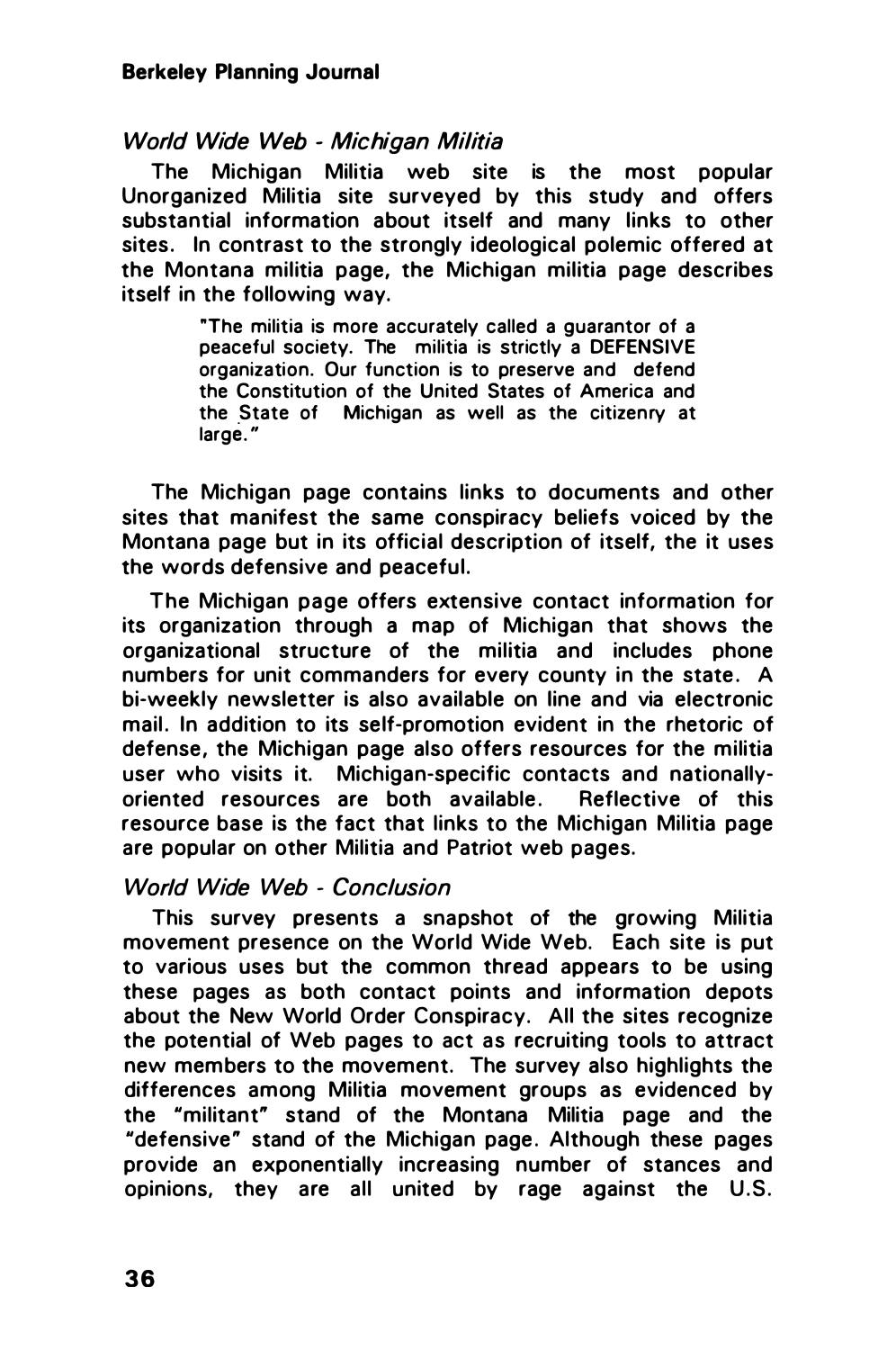### *World Wide Web - Michigan Militia*

The Michigan Militia web site is the most popular Unorganized Militia site surveyed by this study and offers substantial information about itself and many links to other sites. In contrast to the strongly ideological polemic offered at the Montana militia page, the Michigan militia page describes itself in the following way.

> "The militia is more accurately called a guarantor of a peaceful society. The militia is strictly a DEFENSIVE organization. Our function is to preserve and defend the Constitution of the United States of America and the State of Michigan as well as the citizenry at large."

The Michigan page contains links to documents and other sites that manifest the same conspiracy beliefs voiced by the Montana page but in its official description of itself, the it uses the words defensive and peaceful.

The Michigan page offers extensive contact information for its organization through a map of Michigan that shows the organizational structure of the militia and includes phone numbers for unit commanders for every county in the state. A bi-weekly newsletter is also available on line and via electronic mail. In addition to its self-promotion evident in the rhetoric of defense, the Michigan page also offers resources for the militia user who visits it. Michigan-specific contacts and nationally-oriented resources are both available. Reflective of this resource base is the fact that links to the Michigan Militia page are popular on other Militia and Patriot web pages.

### *World Wide Web - Conclusion*

This survey presents a snapshot of the growing Militia movement presence on the World Wide Web. Each site is put to various uses but the common thread appears to be using these pages as both contact points and information depots about the New World Order Conspiracy. All the sites recognize the potential of Web pages to act as recruiting tools to attract new members to the movement. The survey also highlights the differences among Militia movement groups as evidenced by the "militant" stand of the Montana Militia page and the "defensive" stand of the Michigan page. Although these pages provide an exponentially increasing number of stances and opinions, they are all united by rage against the U.S.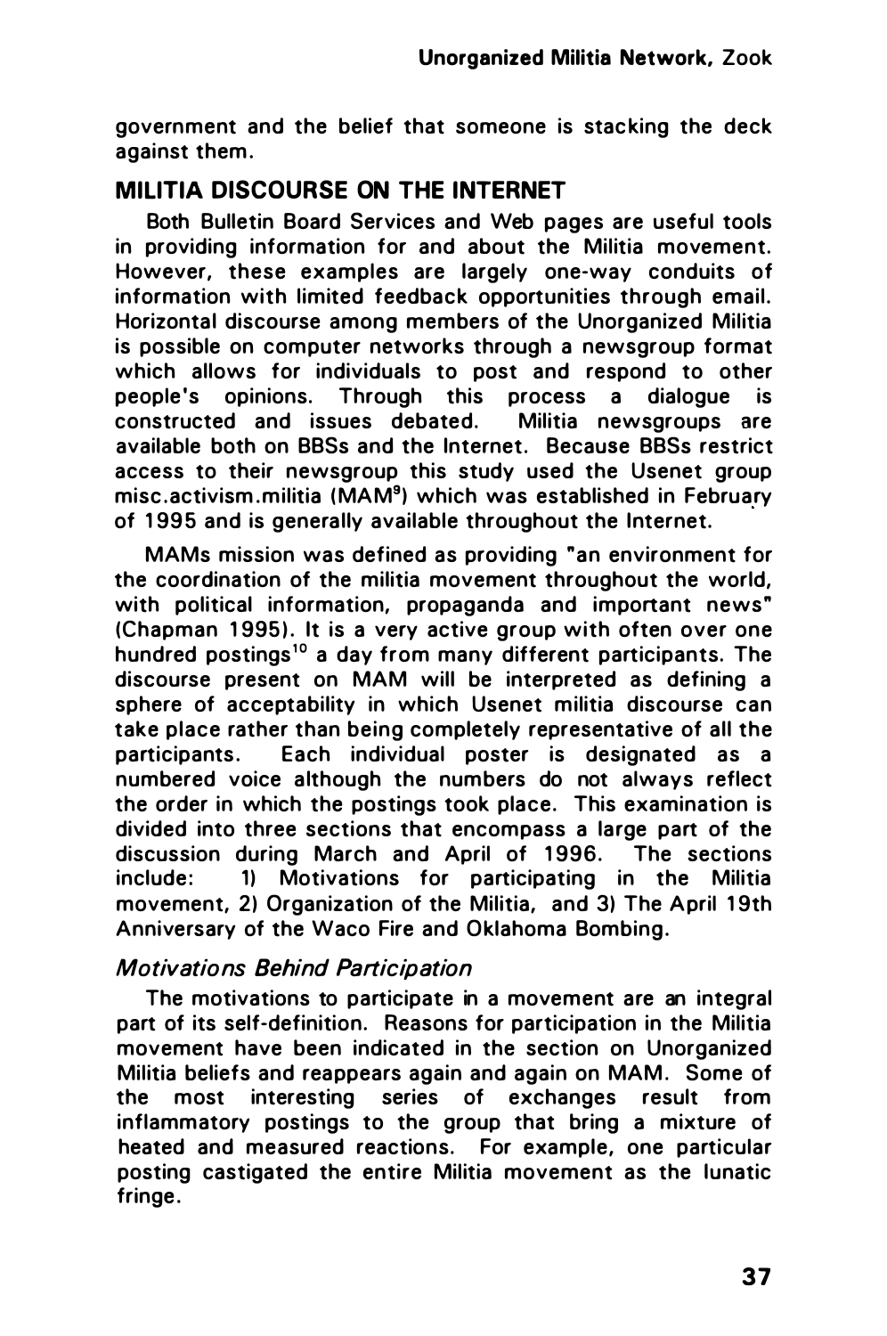government and the belief that someone is stacking the deck against them.

## MILITIA DISCOURSE ON THE INTERNET

Both Bulletin Board Services and Web pages are useful tools in providing information for and about the Militia movement. However, these examples are largely one-way conduits of information with limited feedback opportunities through email. Horizontal discourse among members of the Unorganized Militia is possible on computer networks through a newsgroup format which allows for individuals to post and respond to other people's opinions. Through this process a dialogue is constructed and issues debated. Militia newsgroups are available both on BBSs and the Internet. Because BBSs restrict access to their newsgroup this study used the Usenet group misc.activism.militia (MAM[9]) which was established in February of 1995 and is generally available throughout the Internet.

MAMs mission was defined as providing "an environment for the coordination of the militia movement throughout the world, with political information, propaganda and important news" (Chapman 1995). It is a very active group with often over one hundred postings[10] a day from many different participants. The discourse present on MAM will be interpreted as defining a sphere of acceptability in which Usenet militia discourse can take place rather than being completely representative of all the participants. Each individual poster is designated as a numbered voice although the numbers do not always reflect the order in which the postings took place. This examination is divided into three sections that encompass a large part of the discussion during March and April of 1996. The sections include: 1) Motivations for participating in the Militia movement, 2) Organization of the Militia, and 3) The April 19th Anniversary of the Waco Fire and Oklahoma Bombing.

### *Motivations Behind Participation*

The motivations to participate in a movement are an integral part of its self-definition. Reasons for participation in the Militia movement have been indicated in the section on Unorganized Militia beliefs and reappears again and again on MAM. Some of the most interesting series of exchanges result from inflammatory postings to the group that bring a mixture of heated and measured reactions. For example, one particular posting castigated the entire Militia movement as the lunatic fringe.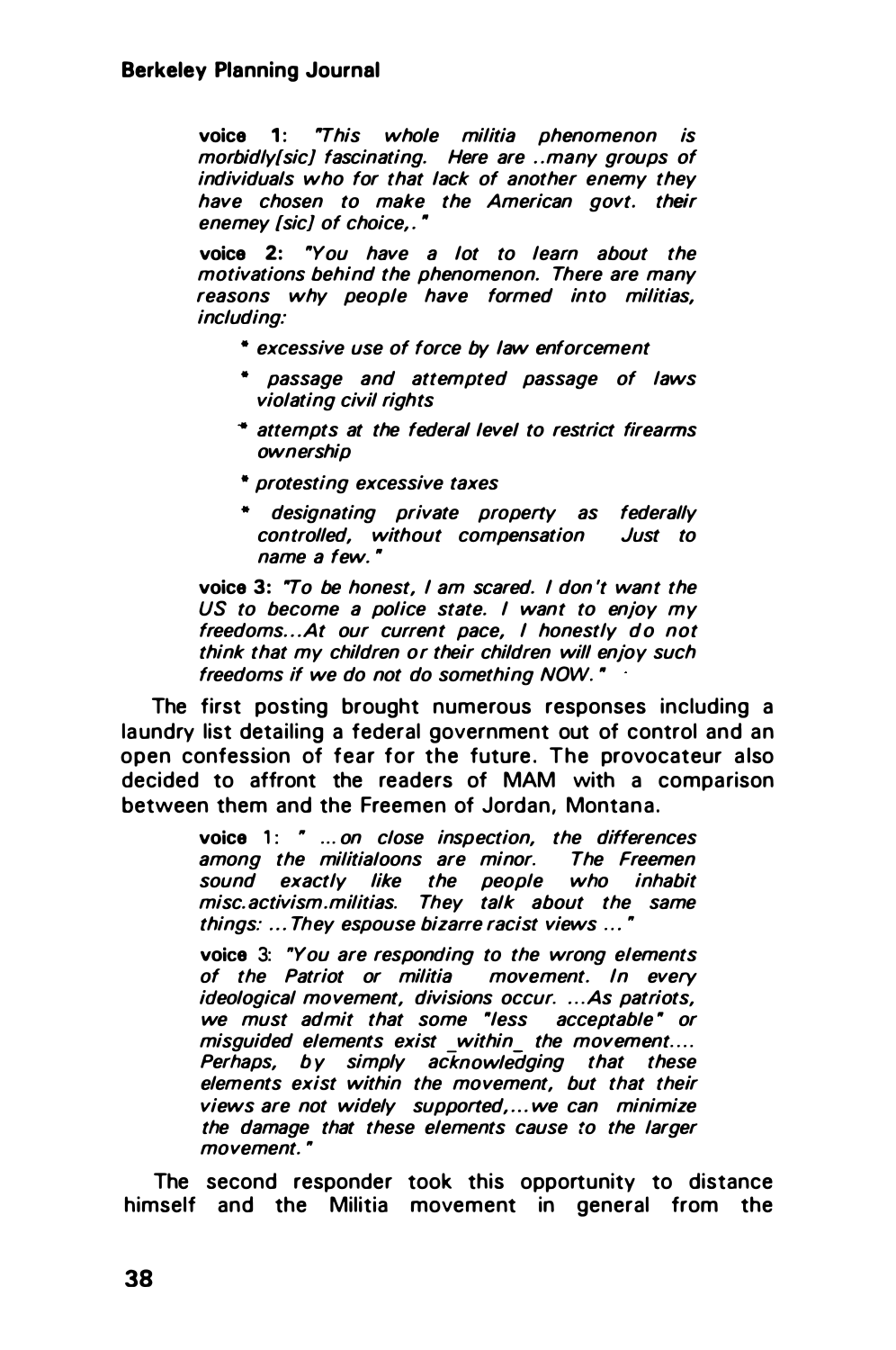**voice 1**: *"This whole militia phenomenon is morbidly[sic] fascinating. Here are ..many groups of individuals who for that lack of another enemy they have chosen to make the American govt. their enemey [sic] of choice,."*

**voice 2**: *"You have a lot to learn about the motivations behind the phenomenon. There are many reasons why people have formed into militias, including:*

- *excessive use of force by law enforcement*
- *passage and attempted passage of laws violating civil rights*
- *attempts at the federal level to restrict firearms ownership*
- *protesting excessive taxes*
- *designating private property as federally controlled, without compensation Just to name a few."*

**voice 3:** *"To be honest, I am scared. I don't want the US to become a police state. I want to enjoy my freedoms...At our current pace, I honestly do not think that my children or their children will enjoy such freedoms if we do not do something NOW."*

The first posting brought numerous responses including a laundry list detailing a federal government out of control and an open confession of fear for the future. The provocateur also decided to affront the readers of MAM with a comparison between them and the Freemen of Jordan, Montana.

**voice** 1: *" ...on close inspection, the differences among the militialoons are minor. The Freemen sound exactly like the people who inhabit misc.activism.militias. They talk about the same things: ...They espouse bizarre racist views ..."*

**voice** 3: *"You are responding to the wrong elements of the Patriot or militia movement. In every ideological movement, divisions occur. ...As patriots, we must admit that some "less acceptable" or misguided elements exist _within_ the movement.... Perhaps, by simply acknowledging that these elements exist within the movement, but that their views are not widely supported,...we can minimize the damage that these elements cause to the larger movement."*

The second responder took this opportunity to distance himself and the Militia movement in general from the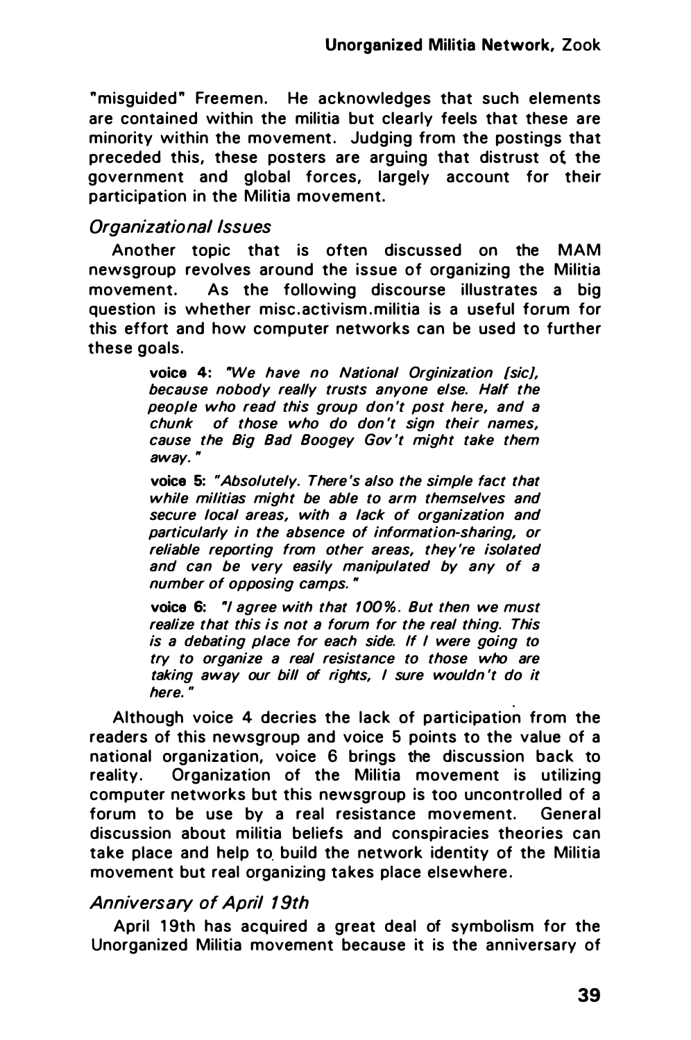"misguided" Freemen. He acknowledges that such elements are contained within the militia but clearly feels that these are minority within the movement. Judging from the postings that preceded this, these posters are arguing that distrust of the government and global forces, largely account for their participation in the Militia movement.

### *Organizational Issues*

Another topic that is often discussed on the MAM newsgroup revolves around the issue of organizing the Militia movement. As the following discourse illustrates a big question is whether misc.activism.militia is a useful forum for this effort and how computer networks can be used to further these goals.

> **voice 4:** *"We have no National Orginization [sic], because nobody really trusts anyone else. Half the people who read this group don't post here, and a chunk of those who do don't sign their names, cause the Big Bad Boogey Gov't might take them away."*
>
> **voice 5:** *"Absolutely. There's also the simple fact that while militias might be able to arm themselves and secure local areas, with a lack of organization and particularly in the absence of information-sharing, or reliable reporting from other areas, they're isolated and can be very easily manipulated by any of a number of opposing camps."*
>
> **voice 6:** *"I agree with that 100%. But then we must realize that this is not a forum for the real thing. This is a debating place for each side. If I were going to try to organize a real resistance to those who are taking away our bill of rights, I sure wouldn't do it here."*

Although voice 4 decries the lack of participation from the readers of this newsgroup and voice 5 points to the value of a national organization, voice 6 brings the discussion back to reality. Organization of the Militia movement is utilizing computer networks but this newsgroup is too uncontrolled of a forum to be use by a real resistance movement. General discussion about militia beliefs and conspiracies theories can take place and help to build the network identity of the Militia movement but real organizing takes place elsewhere.

### *Anniversary of April 19th*

April 19th has acquired a great deal of symbolism for the Unorganized Militia movement because it is the anniversary of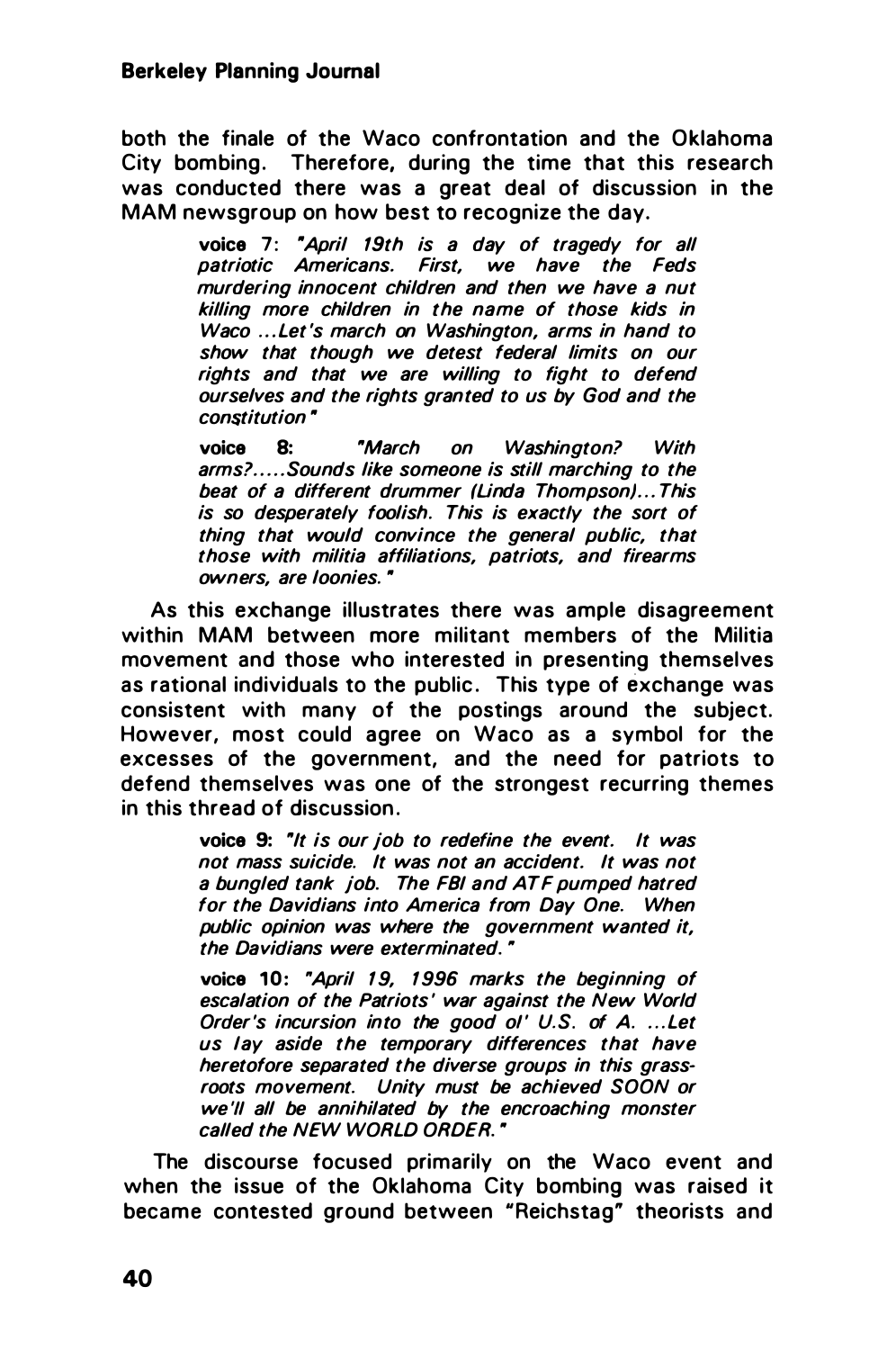both the finale of the Waco confrontation and the Oklahoma City bombing. Therefore, during the time that this research was conducted there was a great deal of discussion in the MAM newsgroup on how best to recognize the day.

> **voice 7:** *"April 19th is a day of tragedy for all patriotic Americans. First, we have the Feds murdering innocent children and then we have a nut killing more children in the name of those kids in Waco ...Let's march on Washington, arms in hand to show that though we detest federal limits on our rights and that we are willing to fight to defend ourselves and the rights granted to us by God and the constitution"*

> **voice 8:** *"March on Washington? With arms?.....Sounds like someone is still marching to the beat of a different drummer (Linda Thompson)...This is so desperately foolish. This is exactly the sort of thing that would convince the general public, that those with militia affiliations, patriots, and firearms owners, are loonies."*

As this exchange illustrates there was ample disagreement within MAM between more militant members of the Militia movement and those who interested in presenting themselves as rational individuals to the public. This type of exchange was consistent with many of the postings around the subject. However, most could agree on Waco as a symbol for the excesses of the government, and the need for patriots to defend themselves was one of the strongest recurring themes in this thread of discussion.

> **voice 9:** *"It is our job to redefine the event. It was not mass suicide. It was not an accident. It was not a bungled tank job. The FBI and ATF pumped hatred for the Davidians into America from Day One. When public opinion was where the government wanted it, the Davidians were exterminated."*

> **voice 10:** *"April 19, 1996 marks the beginning of escalation of the Patriots' war against the New World Order's incursion into the good ol' U.S. of A. ...Let us lay aside the temporary differences that have heretofore separated the diverse groups in this grass-roots movement. Unity must be achieved SOON or we'll all be annihilated by the encroaching monster called the NEW WORLD ORDER."*

The discourse focused primarily on the Waco event and when the issue of the Oklahoma City bombing was raised it became contested ground between "Reichstag" theorists and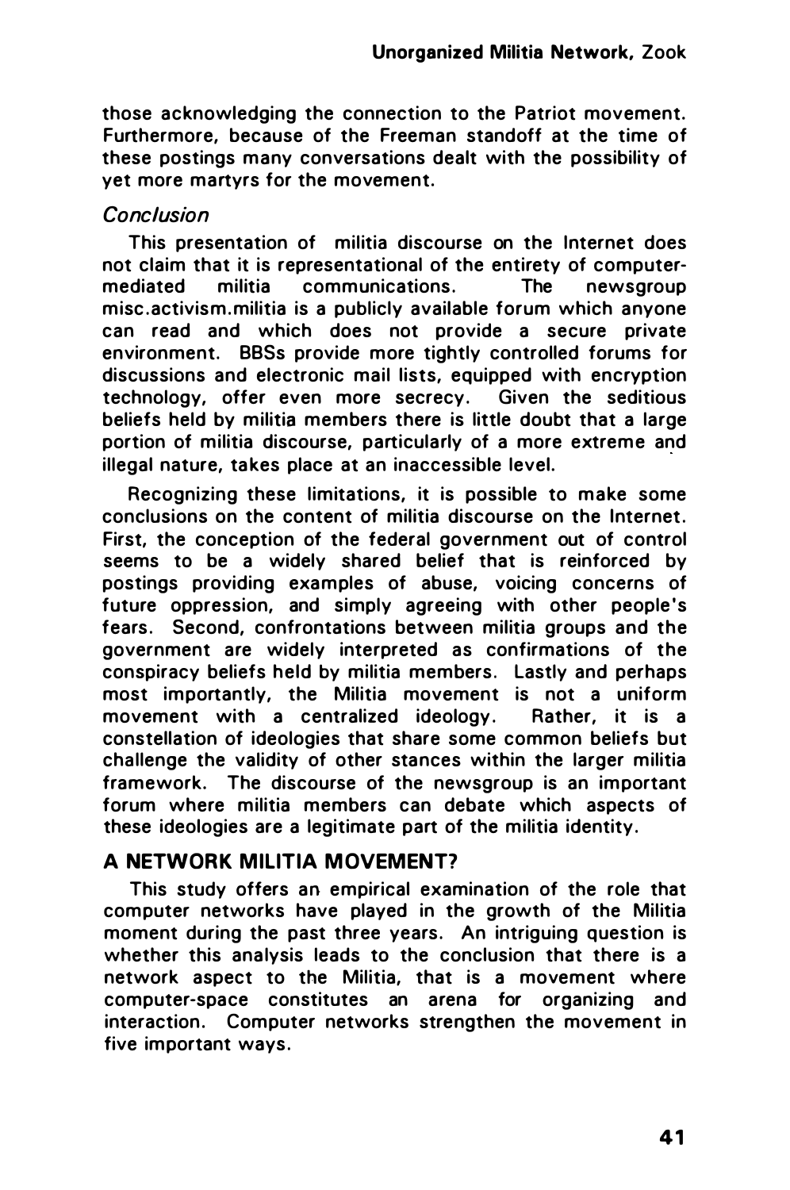those acknowledging the connection to the Patriot movement. Furthermore, because of the Freeman standoff at the time of these postings many conversations dealt with the possibility of yet more martyrs for the movement.

### *Conclusion*

This presentation of militia discourse on the Internet does not claim that it is representational of the entirety of computer-mediated militia communications. The newsgroup misc.activism.militia is a publicly available forum which anyone can read and which does not provide a secure private environment. BBSs provide more tightly controlled forums for discussions and electronic mail lists, equipped with encryption technology, offer even more secrecy. Given the seditious beliefs held by militia members there is little doubt that a large portion of militia discourse, particularly of a more extreme and illegal nature, takes place at an inaccessible level.

Recognizing these limitations, it is possible to make some conclusions on the content of militia discourse on the Internet. First, the conception of the federal government out of control seems to be a widely shared belief that is reinforced by postings providing examples of abuse, voicing concerns of future oppression, and simply agreeing with other people's fears. Second, confrontations between militia groups and the government are widely interpreted as confirmations of the conspiracy beliefs held by militia members. Lastly and perhaps most importantly, the Militia movement is not a uniform movement with a centralized ideology. Rather, it is a constellation of ideologies that share some common beliefs but challenge the validity of other stances within the larger militia framework. The discourse of the newsgroup is an important forum where militia members can debate which aspects of these ideologies are a legitimate part of the militia identity.

## A NETWORK MILITIA MOVEMENT?

This study offers an empirical examination of the role that computer networks have played in the growth of the Militia moment during the past three years. An intriguing question is whether this analysis leads to the conclusion that there is a network aspect to the Militia, that is a movement where computer-space constitutes an arena for organizing and interaction. Computer networks strengthen the movement in five important ways.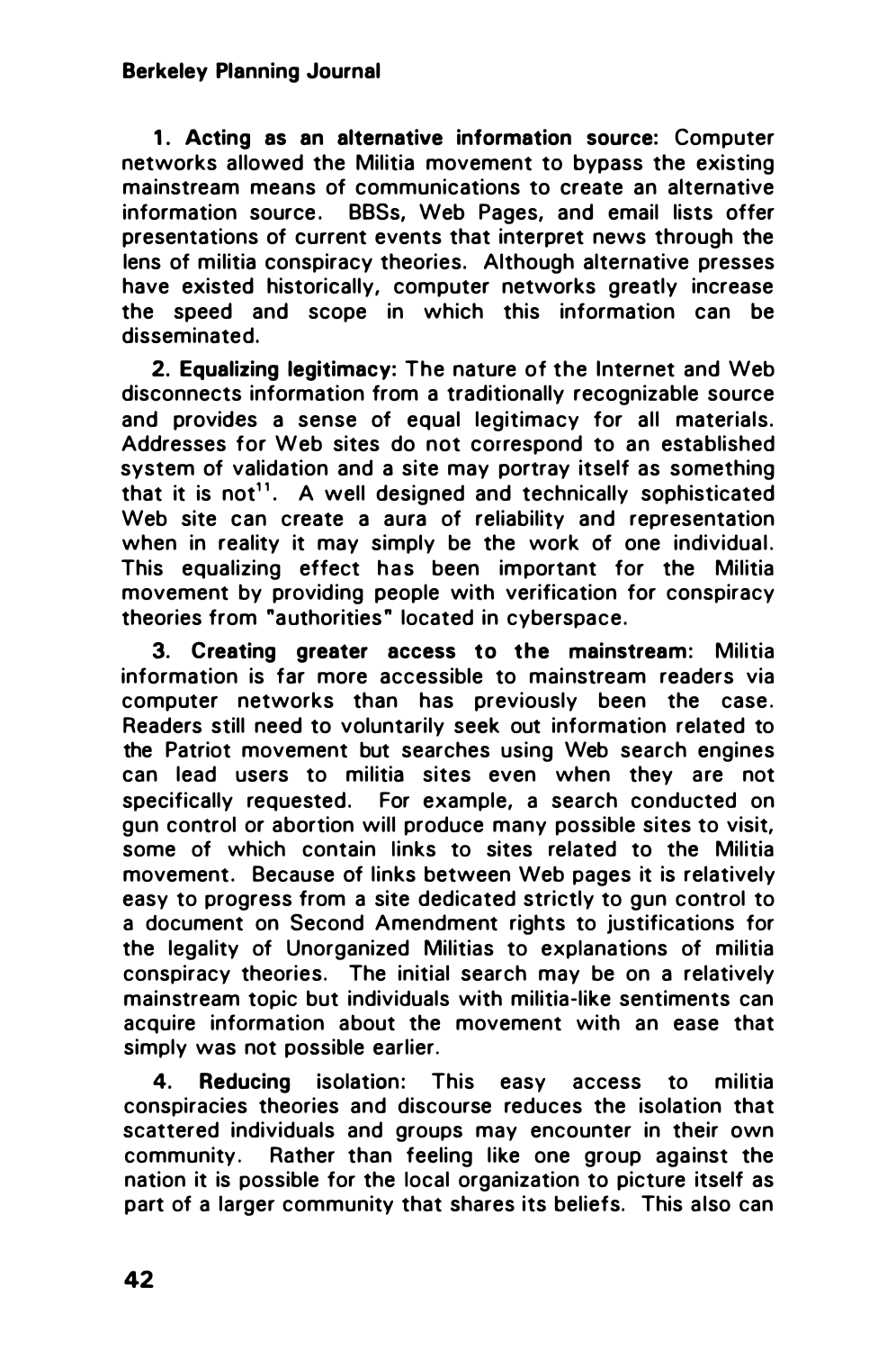**1. Acting as an alternative information source:** Computer networks allowed the Militia movement to bypass the existing mainstream means of communications to create an alternative information source. BBSs, Web Pages, and email lists offer presentations of current events that interpret news through the lens of militia conspiracy theories. Although alternative presses have existed historically, computer networks greatly increase the speed and scope in which this information can be disseminated.

**2. Equalizing legitimacy:** The nature of the Internet and Web disconnects information from a traditionally recognizable source and provides a sense of equal legitimacy for all materials. Addresses for Web sites do not correspond to an established system of validation and a site may portray itself as something that it is not[11]. A well designed and technically sophisticated Web site can create a aura of reliability and representation when in reality it may simply be the work of one individual. This equalizing effect has been important for the Militia movement by providing people with verification for conspiracy theories from "authorities" located in cyberspace.

**3. Creating greater access to the mainstream:** Militia information is far more accessible to mainstream readers via computer networks than has previously been the case. Readers still need to voluntarily seek out information related to the Patriot movement but searches using Web search engines can lead users to militia sites even when they are not specifically requested. For example, a search conducted on gun control or abortion will produce many possible sites to visit, some of which contain links to sites related to the Militia movement. Because of links between Web pages it is relatively easy to progress from a site dedicated strictly to gun control to a document on Second Amendment rights to justifications for the legality of Unorganized Militias to explanations of militia conspiracy theories. The initial search may be on a relatively mainstream topic but individuals with militia-like sentiments can acquire information about the movement with an ease that simply was not possible earlier.

**4. Reducing isolation:** This easy access to militia conspiracies theories and discourse reduces the isolation that scattered individuals and groups may encounter in their own community. Rather than feeling like one group against the nation it is possible for the local organization to picture itself as part of a larger community that shares its beliefs. This also can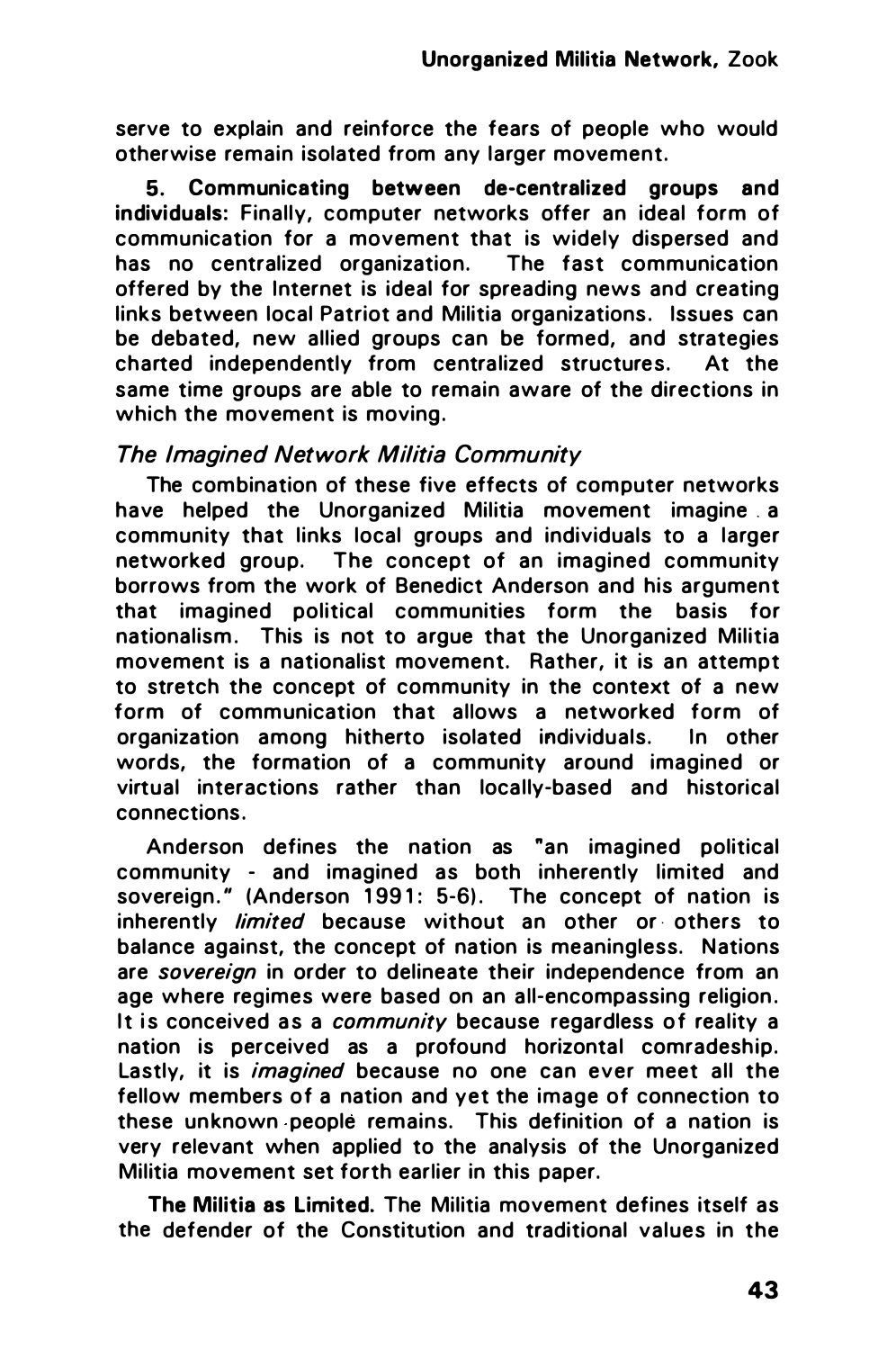serve to explain and reinforce the fears of people who would otherwise remain isolated from any larger movement.

**5. Communicating between de-centralized groups and individuals:** Finally, computer networks offer an ideal form of communication for a movement that is widely dispersed and has no centralized organization. The fast communication offered by the Internet is ideal for spreading news and creating links between local Patriot and Militia organizations. Issues can be debated, new allied groups can be formed, and strategies charted independently from centralized structures. At the same time groups are able to remain aware of the directions in which the movement is moving.

### *The Imagined Network Militia Community*

The combination of these five effects of computer networks have helped the Unorganized Militia movement imagine a community that links local groups and individuals to a larger networked group. The concept of an imagined community borrows from the work of Benedict Anderson and his argument that imagined political communities form the basis for nationalism. This is not to argue that the Unorganized Militia movement is a nationalist movement. Rather, it is an attempt to stretch the concept of community in the context of a new form of communication that allows a networked form of organization among hitherto isolated individuals. In other words, the formation of a community around imagined or virtual interactions rather than locally-based and historical connections.

Anderson defines the nation as "an imagined political community - and imagined as both inherently limited and sovereign." (Anderson 1991: 5-6). The concept of nation is inherently *limited* because without an other or others to balance against, the concept of nation is meaningless. Nations are *sovereign* in order to delineate their independence from an age where regimes were based on an all-encompassing religion. It is conceived as a *community* because regardless of reality a nation is perceived as a profound horizontal comradeship. Lastly, it is *imagined* because no one can ever meet all the fellow members of a nation and yet the image of connection to these unknown people remains. This definition of a nation is very relevant when applied to the analysis of the Unorganized Militia movement set forth earlier in this paper.

**The Militia as Limited.** The Militia movement defines itself as the defender of the Constitution and traditional values in the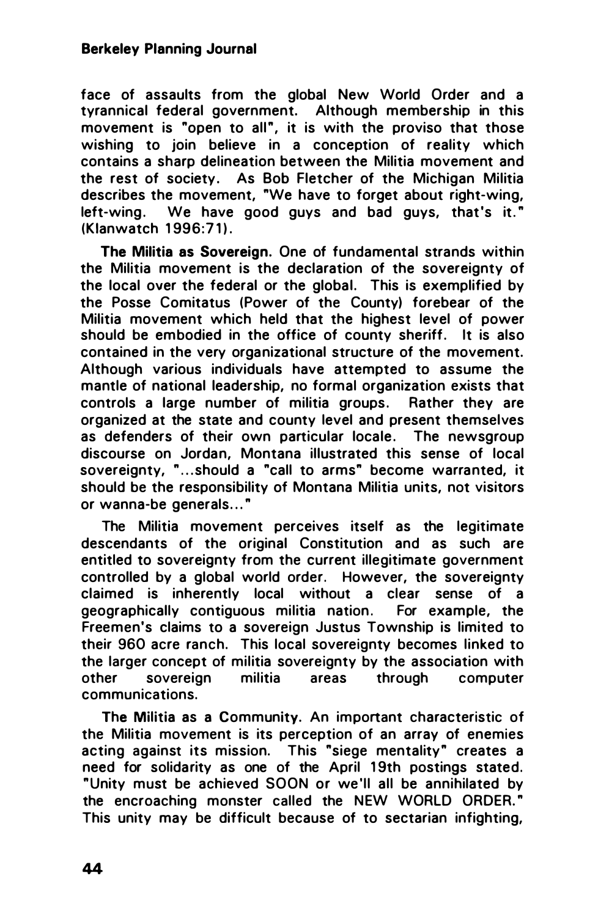face of assaults from the global New World Order and a tyrannical federal government. Although membership in this movement is "open to all", it is with the proviso that those wishing to join believe in a conception of reality which contains a sharp delineation between the Militia movement and the rest of society. As Bob Fletcher of the Michigan Militia describes the movement, "We have to forget about right-wing, left-wing. We have good guys and bad guys, that's it." (Klanwatch 1996:71).

**The Militia as Sovereign.** One of fundamental strands within the Militia movement is the declaration of the sovereignty of the local over the federal or the global. This is exemplified by the Posse Comitatus (Power of the County) forebear of the Militia movement which held that the highest level of power should be embodied in the office of county sheriff. It is also contained in the very organizational structure of the movement. Although various individuals have attempted to assume the mantle of national leadership, no formal organization exists that controls a large number of militia groups. Rather they are organized at the state and county level and present themselves as defenders of their own particular locale. The newsgroup discourse on Jordan, Montana illustrated this sense of local sovereignty, "...should a "call to arms" become warranted, it should be the responsibility of Montana Militia units, not visitors or wanna-be generals..."

The Militia movement perceives itself as the legitimate descendants of the original Constitution and as such are entitled to sovereignty from the current illegitimate government controlled by a global world order. However, the sovereignty claimed is inherently local without a clear sense of a geographically contiguous militia nation. For example, the Freemen's claims to a sovereign Justus Township is limited to their 960 acre ranch. This local sovereignty becomes linked to the larger concept of militia sovereignty by the association with other sovereign militia areas through computer communications.

**The Militia as a Community.** An important characteristic of the Militia movement is its perception of an array of enemies acting against its mission. This "siege mentality" creates a need for solidarity as one of the April 19th postings stated. "Unity must be achieved SOON or we'll all be annihilated by the encroaching monster called the NEW WORLD ORDER." This unity may be difficult because of to sectarian infighting,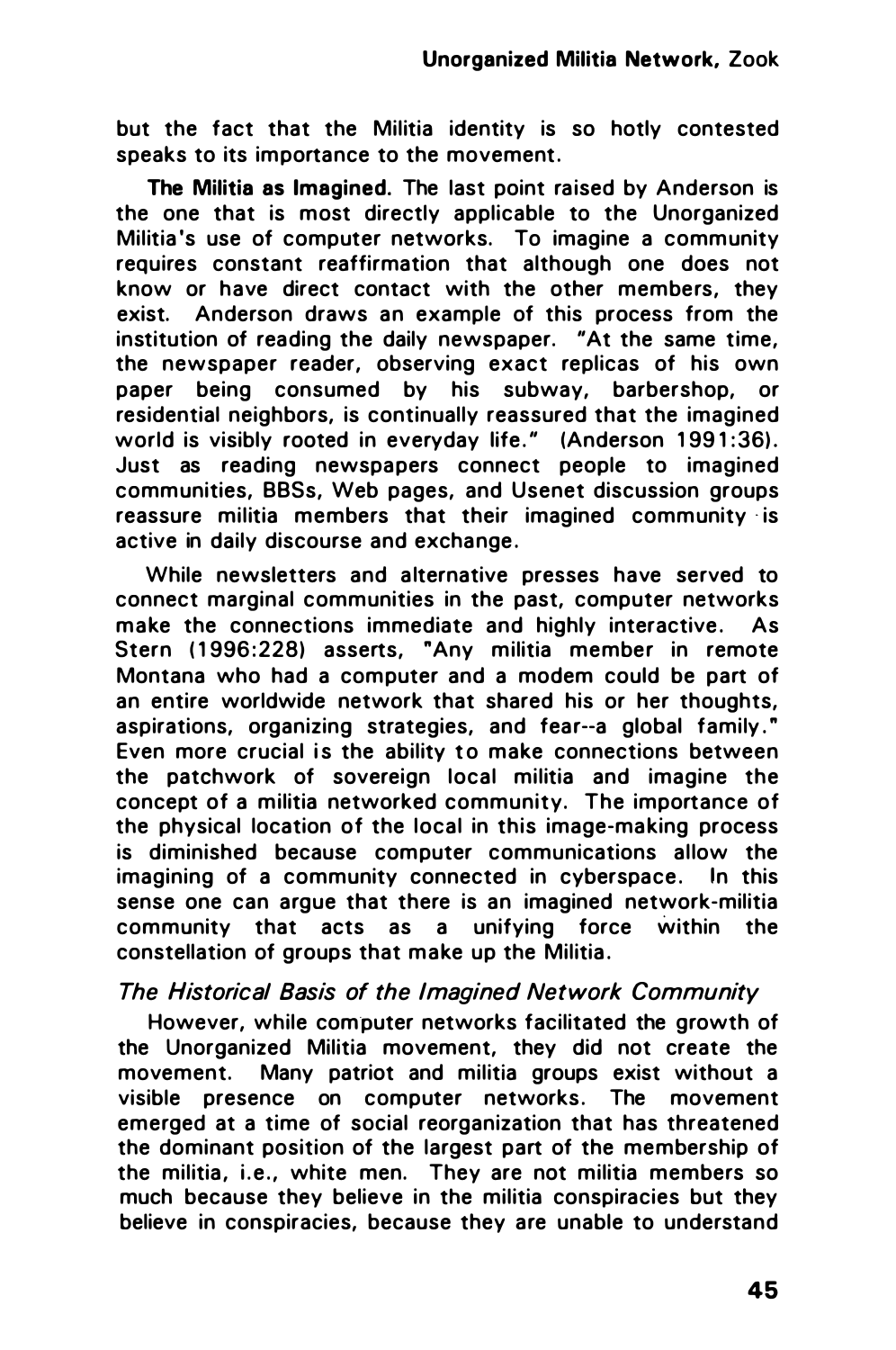but the fact that the Militia identity is so hotly contested speaks to its importance to the movement.

**The Militia as Imagined.** The last point raised by Anderson is the one that is most directly applicable to the Unorganized Militia's use of computer networks. To imagine a community requires constant reaffirmation that although one does not know or have direct contact with the other members, they exist. Anderson draws an example of this process from the institution of reading the daily newspaper. "At the same time, the newspaper reader, observing exact replicas of his own paper being consumed by his subway, barbershop, or residential neighbors, is continually reassured that the imagined world is visibly rooted in everyday life." (Anderson 1991:36). Just as reading newspapers connect people to imagined communities, BBSs, Web pages, and Usenet discussion groups reassure militia members that their imagined community is active in daily discourse and exchange.

While newsletters and alternative presses have served to connect marginal communities in the past, computer networks make the connections immediate and highly interactive. As Stern (1996:228) asserts, "Any militia member in remote Montana who had a computer and a modem could be part of an entire worldwide network that shared his or her thoughts, aspirations, organizing strategies, and fear--a global family." Even more crucial is the ability to make connections between the patchwork of sovereign local militia and imagine the concept of a militia networked community. The importance of the physical location of the local in this image-making process is diminished because computer communications allow the imagining of a community connected in cyberspace. In this sense one can argue that there is an imagined network-militia community that acts as a unifying force within the constellation of groups that make up the Militia.

### *The Historical Basis of the Imagined Network Community*

However, while computer networks facilitated the growth of the Unorganized Militia movement, they did not create the movement. Many patriot and militia groups exist without a visible presence on computer networks. The movement emerged at a time of social reorganization that has threatened the dominant position of the largest part of the membership of the militia, i.e., white men. They are not militia members so much because they believe in the militia conspiracies but they believe in conspiracies, because they are unable to understand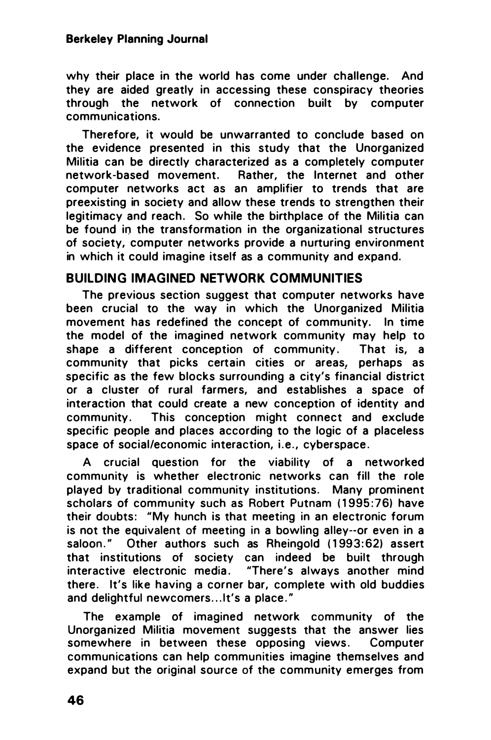why their place in the world has come under challenge. And they are aided greatly in accessing these conspiracy theories through the network of connection built by computer communications.

Therefore, it would be unwarranted to conclude based on the evidence presented in this study that the Unorganized Militia can be directly characterized as a completely computer network-based movement. Rather, the Internet and other computer networks act as an amplifier to trends that are preexisting in society and allow these trends to strengthen their legitimacy and reach. So while the birthplace of the Militia can be found in the transformation in the organizational structures of society, computer networks provide a nurturing environment in which it could imagine itself as a community and expand.

## BUILDING IMAGINED NETWORK COMMUNITIES

The previous section suggest that computer networks have been crucial to the way in which the Unorganized Militia movement has redefined the concept of community. In time the model of the imagined network community may help to shape a different conception of community. That is, a community that picks certain cities or areas, perhaps as specific as the few blocks surrounding a city's financial district or a cluster of rural farmers, and establishes a space of interaction that could create a new conception of identity and community. This conception might connect and exclude specific people and places according to the logic of a placeless space of social/economic interaction, i.e., cyberspace.

A crucial question for the viability of a networked community is whether electronic networks can fill the role played by traditional community institutions. Many prominent scholars of community such as Robert Putnam (1995:76) have their doubts: "My hunch is that meeting in an electronic forum is not the equivalent of meeting in a bowling alley--or even in a saloon." Other authors such as Rheingold (1993:62) assert that institutions of society can indeed be built through interactive electronic media. "There's always another mind there. It's like having a corner bar, complete with old buddies and delightful newcomers...It's a place."

The example of imagined network community of the Unorganized Militia movement suggests that the answer lies somewhere in between these opposing views. Computer communications can help communities imagine themselves and expand but the original source of the community emerges from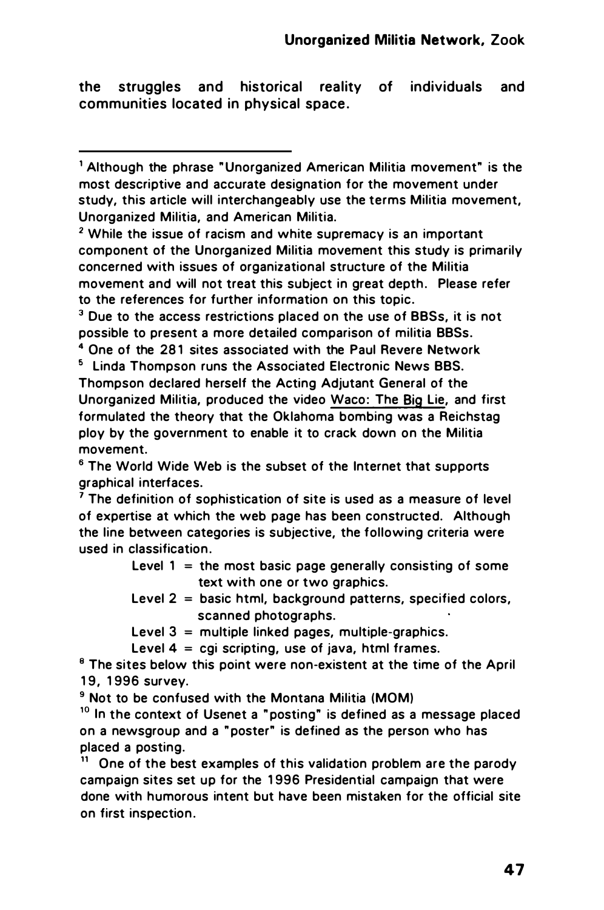the struggles and historical reality of individuals and communities located in physical space.

---

[1] Although the phrase "Unorganized American Militia movement" is the most descriptive and accurate designation for the movement under study, this article will interchangeably use the terms Militia movement, Unorganized Militia, and American Militia.

[2] While the issue of racism and white supremacy is an important component of the Unorganized Militia movement this study is primarily concerned with issues of organizational structure of the Militia movement and will not treat this subject in great depth. Please refer to the references for further information on this topic.

[3] Due to the access restrictions placed on the use of BBSs, it is not possible to present a more detailed comparison of militia BBSs.

[4] One of the 281 sites associated with the Paul Revere Network

[5] Linda Thompson runs the Associated Electronic News BBS. Thompson declared herself the Acting Adjutant General of the Unorganized Militia, produced the video Waco: The Big Lie, and first formulated the theory that the Oklahoma bombing was a Reichstag ploy by the government to enable it to crack down on the Militia movement.

[6] The World Wide Web is the subset of the Internet that supports graphical interfaces.

[7] The definition of sophistication of site is used as a measure of level of expertise at which the web page has been constructed. Although the line between categories is subjective, the following criteria were used in classification.

- Level 1 = the most basic page generally consisting of some text with one or two graphics.
- Level 2 = basic html, background patterns, specified colors, scanned photographs.
- Level 3 = multiple linked pages, multiple-graphics.
- Level 4 = cgi scripting, use of java, html frames.

[8] The sites below this point were non-existent at the time of the April 19, 1996 survey.

[9] Not to be confused with the Montana Militia (MOM)

[10] In the context of Usenet a "posting" is defined as a message placed on a newsgroup and a "poster" is defined as the person who has placed a posting.

[11] One of the best examples of this validation problem are the parody campaign sites set up for the 1996 Presidential campaign that were done with humorous intent but have been mistaken for the official site on first inspection.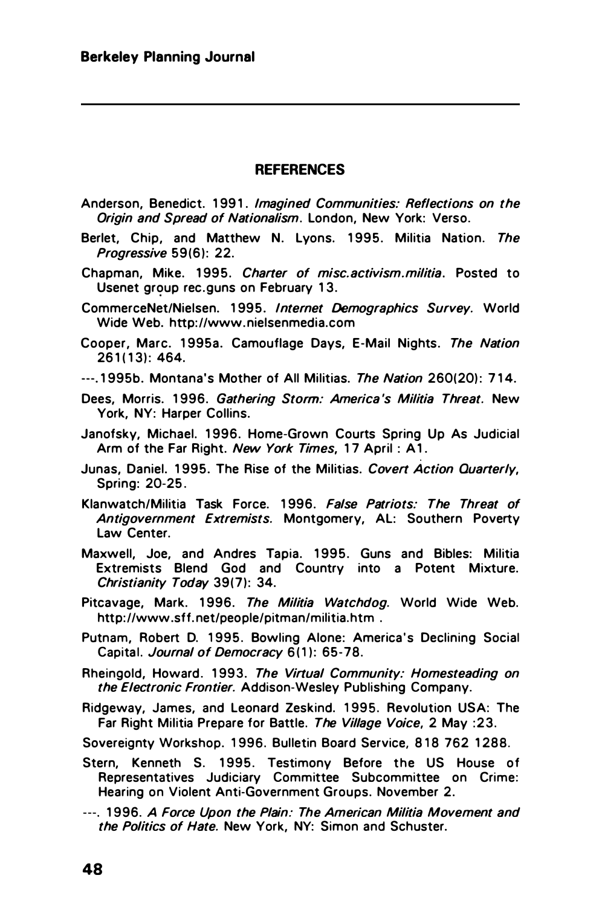## REFERENCES

Anderson, Benedict. 1991. *Imagined Communities: Reflections on the Origin and Spread of Nationalism*. London, New York: Verso.

Berlet, Chip, and Matthew N. Lyons. 1995. Militia Nation. *The Progressive* 59(6): 22.

Chapman, Mike. 1995. *Charter of misc.activism.militia*. Posted to Usenet group rec.guns on February 13.

CommerceNet/Nielsen. 1995. *Internet Demographics Survey*. World Wide Web. http://www.nielsenmedia.com

Cooper, Marc. 1995a. Camouflage Days, E-Mail Nights. *The Nation* 261(13): 464.

---.1995b. Montana's Mother of All Militias. *The Nation* 260(20): 714.

Dees, Morris. 1996. *Gathering Storm: America's Militia Threat*. New York, NY: Harper Collins.

Janofsky, Michael. 1996. Home-Grown Courts Spring Up As Judicial Arm of the Far Right. *New York Times*, 17 April : A1.

Junas, Daniel. 1995. The Rise of the Militias. *Covert Action Quarterly*, Spring: 20-25.

Klanwatch/Militia Task Force. 1996. *False Patriots: The Threat of Antigovernment Extremists*. Montgomery, AL: Southern Poverty Law Center.

Maxwell, Joe, and Andres Tapia. 1995. Guns and Bibles: Militia Extremists Blend God and Country into a Potent Mixture. *Christianity Today* 39(7): 34.

Pitcavage, Mark. 1996. *The Militia Watchdog*. World Wide Web. http://www.sff.net/people/pitman/militia.htm .

Putnam, Robert D. 1995. Bowling Alone: America's Declining Social Capital. *Journal of Democracy* 6(1): 65-78.

Rheingold, Howard. 1993. *The Virtual Community: Homesteading on the Electronic Frontier*. Addison-Wesley Publishing Company.

Ridgeway, James, and Leonard Zeskind. 1995. Revolution USA: The Far Right Militia Prepare for Battle. *The Village Voice*, 2 May :23.

Sovereignty Workshop. 1996. Bulletin Board Service, 818 762 1288.

Stern, Kenneth S. 1995. Testimony Before the US House of Representatives Judiciary Committee Subcommittee on Crime: Hearing on Violent Anti-Government Groups. November 2.

---. 1996. *A Force Upon the Plain: The American Militia Movement and the Politics of Hate*. New York, NY: Simon and Schuster.